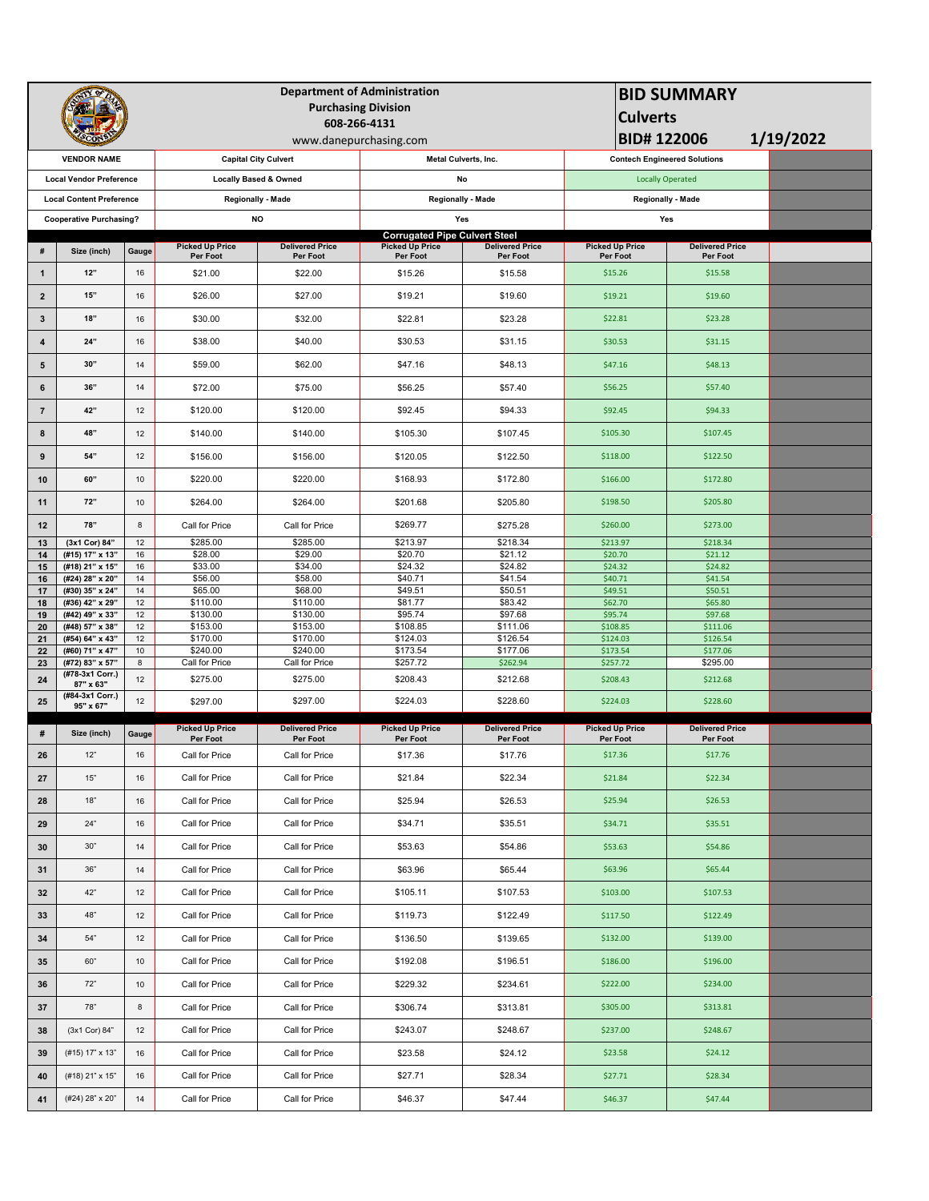**Department of Administration**
**Purchasing Division**
**608-266-4131**
www.danepurchasing.com

# BID SUMMARY
## Culverts
**BID# 122006** **1/19/2022**

| VENDOR NAME | | | Capital City Culvert | | Metal Culverts, Inc. | | Contech Engineered Solutions | | |
|---|---|---|---|---|---|---|---|---|---|
| Local Vendor Preference | | | Locally Based & Owned | | No | | Locally Operated | | |
| Local Content Preference | | | Regionally - Made | | Regionally - Made | | Regionally - Made | | |
| Cooperative Purchasing? | | | NO | | Yes | | Yes | | |
| | | | | | **Corrugated Pipe Culvert Steel** | | | | |
| **#** | **Size (inch)** | **Gauge** | **Picked Up Price Per Foot** | **Delivered Price Per Foot** | **Picked Up Price Per Foot** | **Delivered Price Per Foot** | **Picked Up Price Per Foot** | **Delivered Price Per Foot** | |
| 1 | 12" | 16 | $21.00 | $22.00 | $15.26 | $15.58 | $15.26 | $15.58 | |
| 2 | 15" | 16 | $26.00 | $27.00 | $19.21 | $19.60 | $19.21 | $19.60 | |
| 3 | 18" | 16 | $30.00 | $32.00 | $22.81 | $23.28 | $22.81 | $23.28 | |
| 4 | 24" | 16 | $38.00 | $40.00 | $30.53 | $31.15 | $30.53 | $31.15 | |
| 5 | 30" | 14 | $59.00 | $62.00 | $47.16 | $48.13 | $47.16 | $48.13 | |
| 6 | 36" | 14 | $72.00 | $75.00 | $56.25 | $57.40 | $56.25 | $57.40 | |
| 7 | 42" | 12 | $120.00 | $120.00 | $92.45 | $94.33 | $92.45 | $94.33 | |
| 8 | 48" | 12 | $140.00 | $140.00 | $105.30 | $107.45 | $105.30 | $107.45 | |
| 9 | 54" | 12 | $156.00 | $156.00 | $120.05 | $122.50 | $118.00 | $122.50 | |
| 10 | 60" | 10 | $220.00 | $220.00 | $168.93 | $172.80 | $166.00 | $172.80 | |
| 11 | 72" | 10 | $264.00 | $264.00 | $201.68 | $205.80 | $198.50 | $205.80 | |
| 12 | 78" | 8 | Call for Price | Call for Price | $269.77 | $275.28 | $260.00 | $273.00 | |
| 13 | (3x1 Cor) 84" | 12 | $285.00 | $285.00 | $213.97 | $218.34 | $213.97 | $218.34 | |
| 14 | (#15) 17" x 13" | 16 | $28.00 | $29.00 | $20.70 | $21.12 | $20.70 | $21.12 | |
| 15 | (#18) 21" x 15" | 16 | $33.00 | $34.00 | $24.32 | $24.82 | $24.32 | $24.82 | |
| 16 | (#24) 28" x 20" | 14 | $56.00 | $58.00 | $40.71 | $41.54 | $40.71 | $41.54 | |
| 17 | (#30) 35" x 24" | 14 | $65.00 | $68.00 | $49.51 | $50.51 | $49.51 | $50.51 | |
| 18 | (#36) 42" x 29" | 12 | $110.00 | $110.00 | $81.77 | $83.42 | $62.70 | $65.80 | |
| 19 | (#42) 49" x 33" | 12 | $130.00 | $130.00 | $95.74 | $97.68 | $95.74 | $97.68 | |
| 20 | (#48) 57" x 38" | 12 | $153.00 | $153.00 | $108.85 | $111.06 | $108.85 | $111.06 | |
| 21 | (#54) 64" x 43" | 12 | $170.00 | $170.00 | $124.03 | $126.54 | $124.03 | $126.54 | |
| 22 | (#60) 71" x 47" | 10 | $240.00 | $240.00 | $173.54 | $177.06 | $173.54 | $177.06 | |
| 23 | (#72) 83" x 57" | 8 | Call for Price | Call for Price | $257.72 | $262.94 | $257.72 | $295.00 | |
| 24 | (#78-3x1 Corr.) 87" x 63" | 12 | $275.00 | $275.00 | $208.43 | $212.68 | $208.43 | $212.68 | |
| 25 | (#84-3x1 Corr.) 95" x 67" | 12 | $297.00 | $297.00 | $224.03 | $228.60 | $224.03 | $228.60 | |
| **#** | **Size (inch)** | **Gauge** | **Picked Up Price Per Foot** | **Delivered Price Per Foot** | **Picked Up Price Per Foot** | **Delivered Price Per Foot** | **Picked Up Price Per Foot** | **Delivered Price Per Foot** | |
| 26 | 12" | 16 | Call for Price | Call for Price | $17.36 | $17.76 | $17.36 | $17.76 | |
| 27 | 15" | 16 | Call for Price | Call for Price | $21.84 | $22.34 | $21.84 | $22.34 | |
| 28 | 18" | 16 | Call for Price | Call for Price | $25.94 | $26.53 | $25.94 | $26.53 | |
| 29 | 24" | 16 | Call for Price | Call for Price | $34.71 | $35.51 | $34.71 | $35.51 | |
| 30 | 30" | 14 | Call for Price | Call for Price | $53.63 | $54.86 | $53.63 | $54.86 | |
| 31 | 36" | 14 | Call for Price | Call for Price | $63.96 | $65.44 | $63.96 | $65.44 | |
| 32 | 42" | 12 | Call for Price | Call for Price | $105.11 | $107.53 | $103.00 | $107.53 | |
| 33 | 48" | 12 | Call for Price | Call for Price | $119.73 | $122.49 | $117.50 | $122.49 | |
| 34 | 54" | 12 | Call for Price | Call for Price | $136.50 | $139.65 | $132.00 | $139.00 | |
| 35 | 60" | 10 | Call for Price | Call for Price | $192.08 | $196.51 | $186.00 | $196.00 | |
| 36 | 72" | 10 | Call for Price | Call for Price | $229.32 | $234.61 | $222.00 | $234.00 | |
| 37 | 78" | 8 | Call for Price | Call for Price | $306.74 | $313.81 | $305.00 | $313.81 | |
| 38 | (3x1 Cor) 84" | 12 | Call for Price | Call for Price | $243.07 | $248.67 | $237.00 | $248.67 | |
| 39 | (#15) 17" x 13" | 16 | Call for Price | Call for Price | $23.58 | $24.12 | $23.58 | $24.12 | |
| 40 | (#18) 21" x 15" | 16 | Call for Price | Call for Price | $27.71 | $28.34 | $27.71 | $28.34 | |
| 41 | (#24) 28" x 20" | 14 | Call for Price | Call for Price | $46.37 | $47.44 | $46.37 | $47.44 | |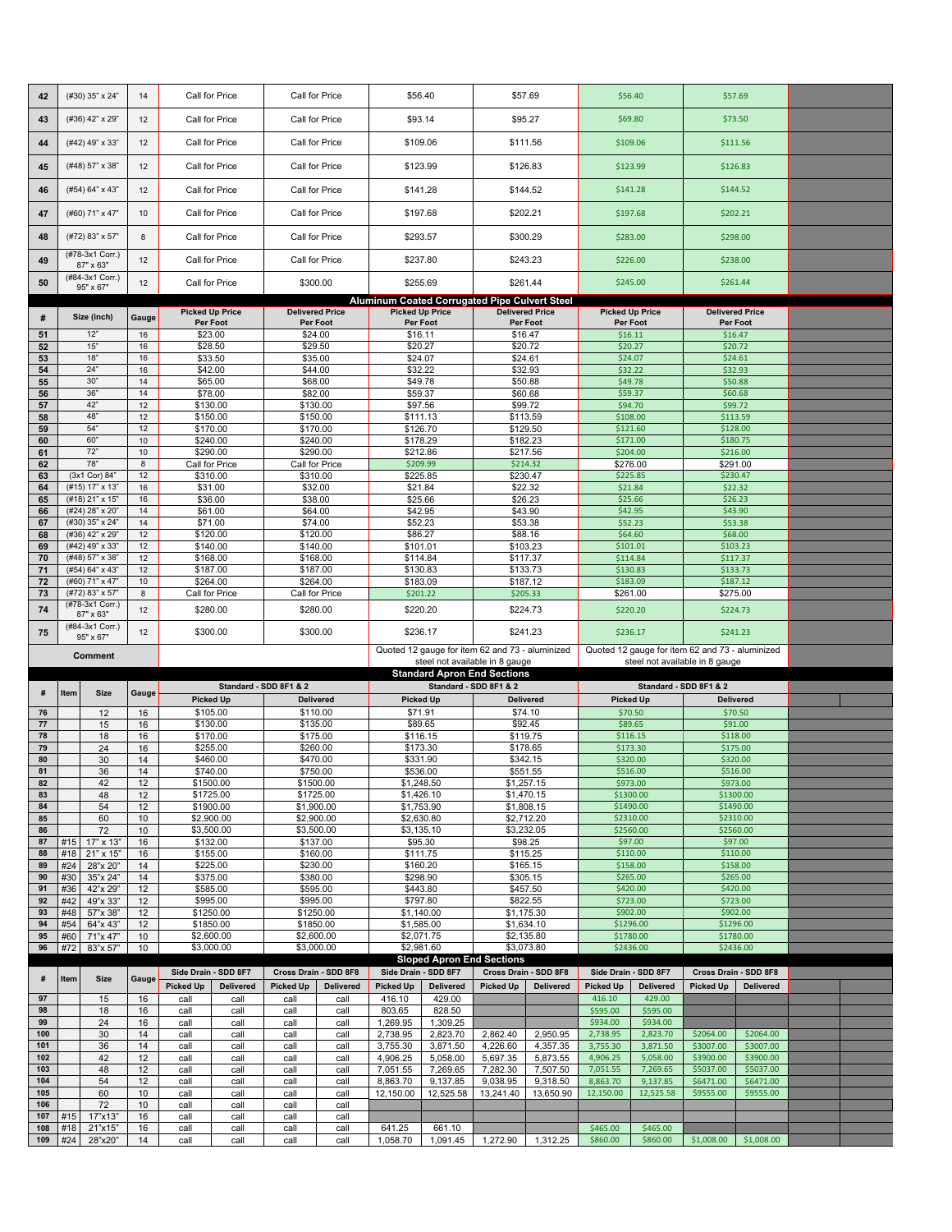| # | Size (inch) | Gauge | Picked Up Price Per Foot | Delivered Price Per Foot | Picked Up Price Per Foot | Delivered Price Per Foot | Picked Up Price Per Foot | Delivered Price Per Foot |
|---|---|---|---|---|---|---|---|---|
| 42 | (#30) 35" x 24" | 14 | Call for Price | Call for Price | $56.40 | $57.69 | $56.40 | $57.69 |
| 43 | (#36) 42" x 29" | 12 | Call for Price | Call for Price | $93.14 | $95.27 | $69.80 | $73.50 |
| 44 | (#42) 49" x 33" | 12 | Call for Price | Call for Price | $109.06 | $111.56 | $109.06 | $111.56 |
| 45 | (#48) 57" x 38" | 12 | Call for Price | Call for Price | $123.99 | $126.83 | $123.99 | $126.83 |
| 46 | (#54) 64" x 43" | 12 | Call for Price | Call for Price | $141.28 | $144.52 | $141.28 | $144.52 |
| 47 | (#60) 71" x 47" | 10 | Call for Price | Call for Price | $197.68 | $202.21 | $197.68 | $202.21 |
| 48 | (#72) 83" x 57" | 8 | Call for Price | Call for Price | $293.57 | $300.29 | $283.00 | $298.00 |
| 49 | (#78-3x1 Corr.) 87" x 63" | 12 | Call for Price | Call for Price | $237.80 | $243.23 | $226.00 | $238.00 |
| 50 | (#84-3x1 Corr.) 95" x 67" | 12 | Call for Price | $300.00 | $255.69 | $261.44 | $245.00 | $261.44 |

## Aluminum Coated Corrugated Pipe Culvert Steel

| # | Size (inch) | Gauge | Picked Up Price Per Foot | Delivered Price Per Foot | Picked Up Price Per Foot | Delivered Price Per Foot | Picked Up Price Per Foot | Delivered Price Per Foot |
|---|---|---|---|---|---|---|---|---|
| 51 | 12" | 16 | $23.00 | $24.00 | $16.11 | $16.47 | $16.11 | $16.47 |
| 52 | 15" | 16 | $28.50 | $29.50 | $20.27 | $20.72 | $20.27 | $20.72 |
| 53 | 18" | 16 | $33.50 | $35.00 | $24.07 | $24.61 | $24.07 | $24.61 |
| 54 | 24" | 16 | $42.00 | $44.00 | $32.22 | $32.93 | $32.22 | $32.93 |
| 55 | 30" | 14 | $65.00 | $68.00 | $49.78 | $50.88 | $49.78 | $50.88 |
| 56 | 36" | 14 | $78.00 | $82.00 | $59.37 | $60.68 | $59.37 | $60.68 |
| 57 | 42" | 12 | $130.00 | $130.00 | $97.56 | $99.72 | $94.70 | $99.72 |
| 58 | 48" | 12 | $150.00 | $150.00 | $111.13 | $113.59 | $108.00 | $113.59 |
| 59 | 54" | 12 | $170.00 | $170.00 | $126.70 | $129.50 | $121.60 | $128.00 |
| 60 | 60" | 10 | $240.00 | $240.00 | $178.29 | $182.23 | $171.00 | $180.75 |
| 61 | 72" | 10 | $290.00 | $290.00 | $212.86 | $217.56 | $204.00 | $216.00 |
| 62 | 78" | 8 | Call for Price | Call for Price | $209.99 | $214.32 | $276.00 | $291.00 |
| 63 | (3x1 Cor) 84" | 12 | $310.00 | $310.00 | $225.85 | $230.47 | $225.85 | $230.47 |
| 64 | (#15) 17" x 13" | 16 | $31.00 | $32.00 | $21.84 | $22.32 | $21.84 | $22.32 |
| 65 | (#18) 21" x 15" | 16 | $36.00 | $38.00 | $25.66 | $26.23 | $25.66 | $26.23 |
| 66 | (#24) 28" x 20" | 14 | $61.00 | $64.00 | $42.95 | $43.90 | $42.95 | $43.90 |
| 67 | (#30) 35" x 24" | 14 | $71.00 | $74.00 | $52.23 | $53.38 | $52.23 | $53.38 |
| 68 | (#36) 42" x 29" | 12 | $120.00 | $120.00 | $86.27 | $88.16 | $64.60 | $68.00 |
| 69 | (#42) 49" x 33" | 12 | $140.00 | $140.00 | $101.01 | $103.23 | $101.01 | $103.23 |
| 70 | (#48) 57" x 38" | 12 | $168.00 | $168.00 | $114.84 | $117.37 | $114.84 | $117.37 |
| 71 | (#54) 64" x 43" | 12 | $187.00 | $187.00 | $130.83 | $133.73 | $130.83 | $133.73 |
| 72 | (#60) 71" x 47" | 10 | $264.00 | $264.00 | $183.09 | $187.12 | $183.09 | $187.12 |
| 73 | (#72) 83" x 57" | 8 | Call for Price | Call for Price | $201.22 | $205.33 | $261.00 | $275.00 |
| 74 | (#78-3x1 Corr.) 87" x 63" | 12 | $280.00 | $280.00 | $220.20 | $224.73 | $220.20 | $224.73 |
| 75 | (#84-3x1 Corr.) 95" x 67" | 12 | $300.00 | $300.00 | $236.17 | $241.23 | $236.17 | $241.23 |
| Comment | | | | | Quoted 12 gauge for item 62 and 73 - aluminized steel not available in 8 gauge | | Quoted 12 gauge for item 62 and 73 - aluminized steel not available in 8 gauge | |

## Standard Apron End Sections

| # | Item | Size | Gauge | Standard - SDD 8F1 & 2 Picked Up | Standard - SDD 8F1 & 2 Delivered | Standard - SDD 8F1 & 2 Picked Up | Standard - SDD 8F1 & 2 Delivered | Standard - SDD 8F1 & 2 Picked Up | Standard - SDD 8F1 & 2 Delivered |
|---|---|---|---|---|---|---|---|---|---|
| 76 | | 12 | 16 | $105.00 | $110.00 | $71.91 | $74.10 | $70.50 | $70.50 |
| 77 | | 15 | 16 | $130.00 | $135.00 | $89.65 | $92.45 | $89.65 | $91.00 |
| 78 | | 18 | 16 | $170.00 | $175.00 | $116.15 | $119.75 | $116.15 | $118.00 |
| 79 | | 24 | 16 | $255.00 | $260.00 | $173.30 | $178.65 | $173.30 | $175.00 |
| 80 | | 30 | 14 | $460.00 | $470.00 | $331.90 | $342.15 | $320.00 | $320.00 |
| 81 | | 36 | 14 | $740.00 | $750.00 | $536.00 | $551.55 | $516.00 | $516.00 |
| 82 | | 42 | 12 | $1500.00 | $1500.00 | $1,248.50 | $1,257.15 | $973.00 | $973.00 |
| 83 | | 48 | 12 | $1725.00 | $1725.00 | $1,426.10 | $1,470.15 | $1300.00 | $1300.00 |
| 84 | | 54 | 12 | $1900.00 | $1,900.00 | $1,753.90 | $1,808.15 | $1490.00 | $1490.00 |
| 85 | | 60 | 10 | $2,900.00 | $2,900.00 | $2,630.80 | $2,712.20 | $2310.00 | $2310.00 |
| 86 | | 72 | 10 | $3,500.00 | $3,500.00 | $3,135.10 | $3,232.05 | $2560.00 | $2560.00 |
| 87 | #15 | 17" x 13" | 16 | $132.00 | $137.00 | $95.30 | $98.25 | $97.00 | $97.00 |
| 88 | #18 | 21" x 15" | 16 | $155.00 | $160.00 | $111.75 | $115.25 | $110.00 | $110.00 |
| 89 | #24 | 28"x 20" | 14 | $225.00 | $230.00 | $160.20 | $165.15 | $158.00 | $158.00 |
| 90 | #30 | 35"x 24" | 14 | $375.00 | $380.00 | $298.90 | $305.15 | $265.00 | $265.00 |
| 91 | #36 | 42"x 29" | 12 | $585.00 | $595.00 | $443.80 | $457.50 | $420.00 | $420.00 |
| 92 | #42 | 49"x 33" | 12 | $995.00 | $995.00 | $797.80 | $822.55 | $723.00 | $723.00 |
| 93 | #48 | 57"x 38" | 12 | $1250.00 | $1250.00 | $1,140.00 | $1,175.30 | $902.00 | $902.00 |
| 94 | #54 | 64"x 43" | 12 | $1850.00 | $1850.00 | $1,585.00 | $1,634.10 | $1296.00 | $1296.00 |
| 95 | #60 | 71"x 47" | 10 | $2,600.00 | $2,600.00 | $2,071.75 | $2,135.80 | $1780.00 | $1780.00 |
| 96 | #72 | 83"x 57" | 10 | $3,000.00 | $3,000.00 | $2,981.60 | $3,073.80 | $2436.00 | $2436.00 |

## Sloped Apron End Sections

| # | Item | Size | Gauge | Side Drain - SDD 8F7 Picked Up | Side Drain - SDD 8F7 Delivered | Cross Drain - SDD 8F8 Picked Up | Cross Drain - SDD 8F8 Delivered | Side Drain - SDD 8F7 Picked Up | Side Drain - SDD 8F7 Delivered | Cross Drain - SDD 8F8 Picked Up | Cross Drain - SDD 8F8 Delivered | Side Drain - SDD 8F7 Picked Up | Side Drain - SDD 8F7 Delivered | Cross Drain - SDD 8F8 Picked Up | Cross Drain - SDD 8F8 Delivered |
|---|---|---|---|---|---|---|---|---|---|---|---|---|---|---|---|
| 97 | | 15 | 16 | call | call | call | call | 416.10 | 429.00 | | | 416.10 | 429.00 | | |
| 98 | | 18 | 16 | call | call | call | call | 803.65 | 828.50 | | | $595.00 | $595.00 | | |
| 99 | | 24 | 16 | call | call | call | call | 1,269.95 | 1,309.25 | | | $934.00 | $934.00 | | |
| 100 | | 30 | 14 | call | call | call | call | 2,738.95 | 2,823.70 | 2,862.40 | 2,950.95 | 2,738.95 | 2,823.70 | $2064.00 | $2064.00 |
| 101 | | 36 | 14 | call | call | call | call | 3,755.30 | 3,871.50 | 4,226.60 | 4,357.35 | 3,755.30 | 3,871.50 | $3007.00 | $3007.00 |
| 102 | | 42 | 12 | call | call | call | call | 4,906.25 | 5,058.00 | 5,697.35 | 5,873.55 | 4,906.25 | 5,058.00 | $3900.00 | $3900.00 |
| 103 | | 48 | 12 | call | call | call | call | 7,051.55 | 7,269.65 | 7,282.30 | 7,507.50 | 7,051.55 | 7,269.65 | $5037.00 | $5037.00 |
| 104 | | 54 | 12 | call | call | call | call | 8,863.70 | 9,137.85 | 9,038.95 | 9,318.50 | 8,863.70 | 9,137.85 | $6471.00 | $6471.00 |
| 105 | | 60 | 10 | call | call | call | call | 12,150.00 | 12,525.58 | 13,241.40 | 13,650.90 | 12,150.00 | 12,525.58 | $9555.00 | $9555.00 |
| 106 | | 72 | 10 | call | call | call | call | | | | | | | | |
| 107 | #15 | 17"x13" | 16 | call | call | call | call | | | | | | | | |
| 108 | #18 | 21"x15" | 16 | call | call | call | call | 641.25 | 661.10 | | | $465.00 | $465.00 | | |
| 109 | #24 | 28"x20" | 14 | call | call | call | call | 1,058.70 | 1,091.45 | 1,272.90 | 1,312.25 | $860.00 | $860.00 | $1,008.00 | $1,008.00 |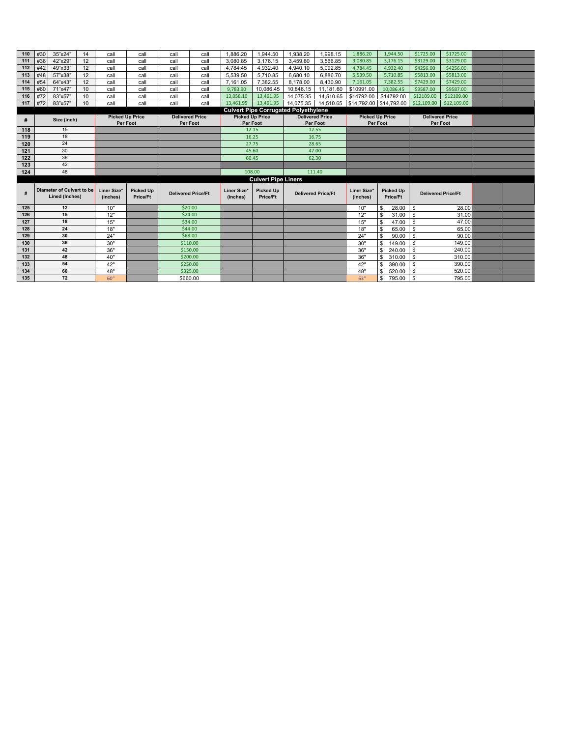| | | | | | | | | | | | | | | | | | |
|---|---|---|---|---|---|---|---|---|---|---|---|---|---|---|---|---|---|
| 110 | #30 | 35"x24" | 14 | call | call | call | call | 1,886.20 | 1,944.50 | 1,938.20 | 1,998.15 | 1,886.20 | 1,944.50 | $1725.00 | $1725.00 | | |
| 111 | #36 | 42"x29" | 12 | call | call | call | call | 3,080.85 | 3,176.15 | 3,459.80 | 3,566.85 | 3,080.85 | 3,176.15 | $3129.00 | $3129.00 | | |
| 112 | #42 | 49"x33" | 12 | call | call | call | call | 4,784.45 | 4,932.40 | 4,940.10 | 5,092.85 | 4,784.45 | 4,932.40 | $4256.00 | $4256.00 | | |
| 113 | #48 | 57"x38" | 12 | call | call | call | call | 5,539.50 | 5,710.85 | 6,680.10 | 6,886.70 | 5,539.50 | 5,710.85 | $5813.00 | $5813.00 | | |
| 114 | #54 | 64"x43" | 12 | call | call | call | call | 7,161.05 | 7,382.55 | 8,178.00 | 8,430.90 | 7,161.05 | 7,382.55 | $7429.00 | $7429.00 | | |
| 115 | #60 | 71"x47" | 10 | call | call | call | call | 9,783.90 | 10,086.45 | 10,846.15 | 11,181.60 | $10991.00 | 10,086.45 | $9587.00 | $9587.00 | | |
| 116 | #72 | 83"x57" | 10 | call | call | call | call | 13,058.10 | 13,461.95 | 14,075.35 | 14,510.65 | $14792.00 | $14792.00 | $12109.00 | $12109.00 | | |
| 117 | #72 | 83"x57" | 10 | call | call | call | call | 13,461.95 | 13,461.95 | 14,075.35 | 14,510.65 | $14,792.00 | $14,792.00 | $12,109.00 | $12,109.00 | | |
| **Culvert Pipe Corrugated Polyethylene** | | | | | | | | | | | | | | | | | |
| **#** | **Size (inch)** | | | **Picked Up Price Per Foot** | | **Delivered Price Per Foot** | | **Picked Up Price Per Foot** | | **Delivered Price Per Foot** | | **Picked Up Price Per Foot** | | **Delivered Price Per Foot** | | | |
| 118 | 15 | | | | | | | 12.15 | | 12.55 | | | | | | | |
| 119 | 18 | | | | | | | 16.25 | | 16.75 | | | | | | | |
| 120 | 24 | | | | | | | 27.75 | | 28.65 | | | | | | | |
| 121 | 30 | | | | | | | 45.60 | | 47.00 | | | | | | | |
| 122 | 36 | | | | | | | 60.45 | | 62.30 | | | | | | | |
| 123 | 42 | | | | | | | | | | | | | | | | |
| 124 | 48 | | | | | | | 108.00 | | 111.40 | | | | | | | |
| **Culvert Pipe Liners** | | | | | | | | | | | | | | | | | |
| **#** | **Diameter of Culvert to be Lined (Inches)** | | | **Liner Size* (inches)** | **Picked Up Price/Ft** | **Delivered Price/Ft** | | **Liner Size* (inches)** | **Picked Up Price/Ft** | **Delivered Price/Ft** | | **Liner Size* (inches)** | **Picked Up Price/Ft** | **Delivered Price/Ft** | | | |
| 125 | 12 | | | 10" | | $20.00 | | | | | | 10" | $ 28.00 | $ 28.00 | | | |
| 126 | 15 | | | 12" | | $24.00 | | | | | | 12" | $ 31.00 | $ 31.00 | | | |
| 127 | 18 | | | 15" | | $34.00 | | | | | | 15" | $ 47.00 | $ 47.00 | | | |
| 128 | 24 | | | 18" | | $44.00 | | | | | | 18" | $ 65.00 | $ 65.00 | | | |
| 129 | 30 | | | 24" | | $68.00 | | | | | | 24" | $ 90.00 | $ 90.00 | | | |
| 130 | 36 | | | 30" | | $110.00 | | | | | | 30" | $ 149.00 | $ 149.00 | | | |
| 131 | 42 | | | 36" | | $150.00 | | | | | | 36" | $ 240.00 | $ 240.00 | | | |
| 132 | 48 | | | 40" | | $200.00 | | | | | | 36" | $ 310.00 | $ 310.00 | | | |
| 133 | 54 | | | 42" | | $250.00 | | | | | | 42" | $ 390.00 | $ 390.00 | | | |
| 134 | 60 | | | 48" | | $325.00 | | | | | | 48" | $ 520.00 | $ 520.00 | | | |
| 135 | 72 | | | 60" | | $660.00 | | | | | | 63" | $ 795.00 | $ 795.00 | | | |